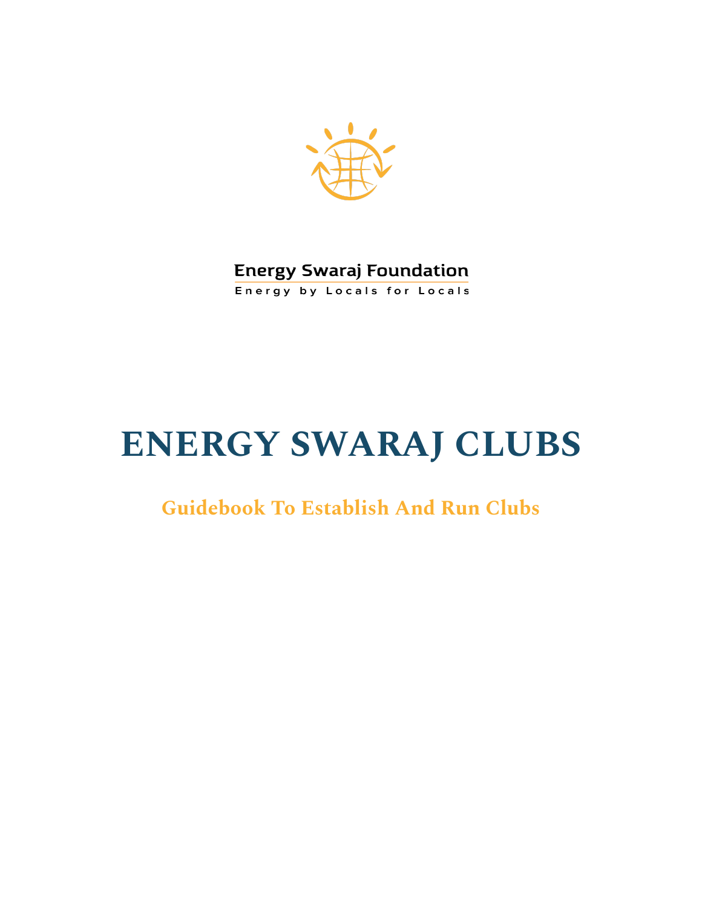Energy Swaraj Foundation

Energy by Locals for Locals

# ENERGY SWARAJ CLUBS

## Guidebook To Establish And Run Clubs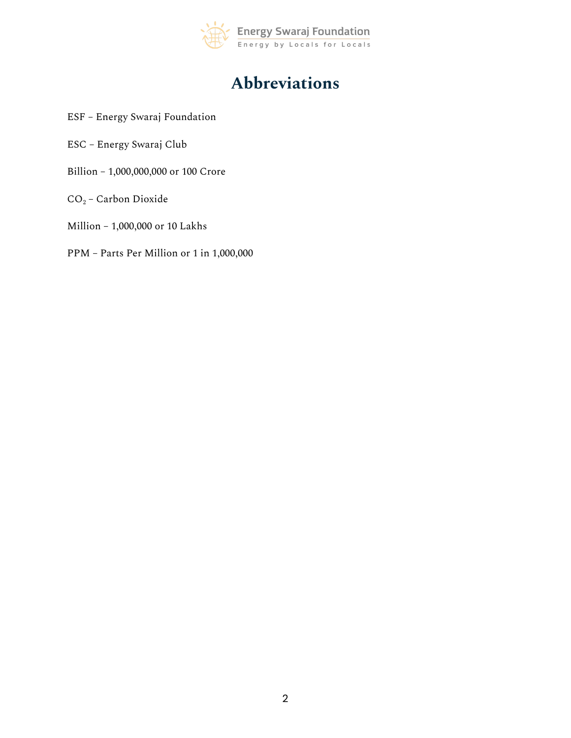# Abbreviations

ESF – Energy Swaraj Foundation

ESC – Energy Swaraj Club

Billion – 1,000,000,000 or 100 Crore

$CO_2$ – Carbon Dioxide

Million – 1,000,000 or 10 Lakhs

PPM – Parts Per Million or 1 in 1,000,000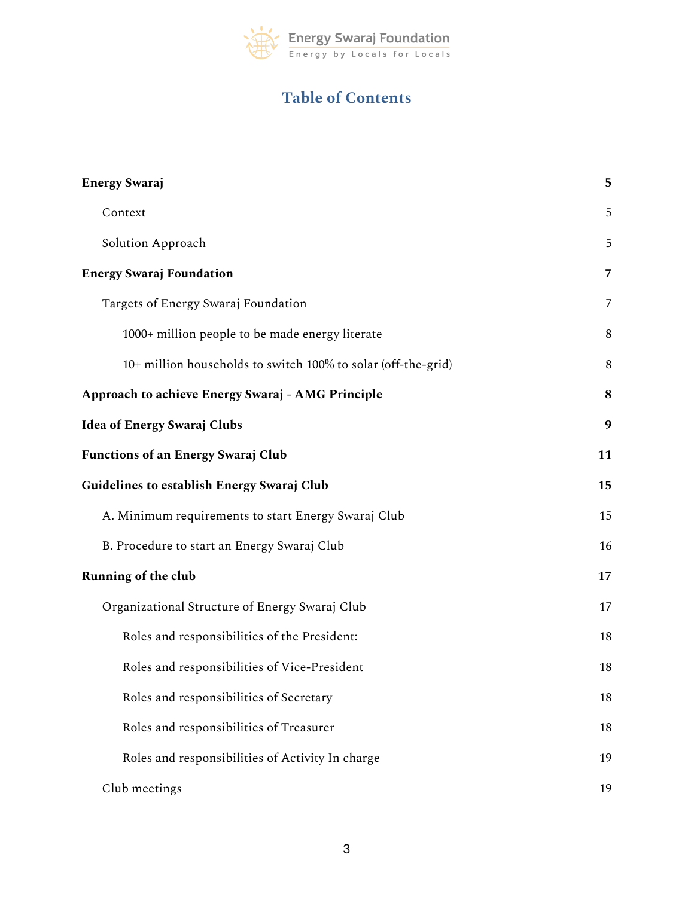# Table of Contents

| | |
|---|---|
| **Energy Swaraj** | **5** |
| Context | 5 |
| Solution Approach | 5 |
| **Energy Swaraj Foundation** | **7** |
| Targets of Energy Swaraj Foundation | 7 |
| 1000+ million people to be made energy literate | 8 |
| 10+ million households to switch 100% to solar (off-the-grid) | 8 |
| **Approach to achieve Energy Swaraj - AMG Principle** | **8** |
| **Idea of Energy Swaraj Clubs** | **9** |
| **Functions of an Energy Swaraj Club** | **11** |
| **Guidelines to establish Energy Swaraj Club** | **15** |
| A. Minimum requirements to start Energy Swaraj Club | 15 |
| B. Procedure to start an Energy Swaraj Club | 16 |
| **Running of the club** | **17** |
| Organizational Structure of Energy Swaraj Club | 17 |
| Roles and responsibilities of the President: | 18 |
| Roles and responsibilities of Vice-President | 18 |
| Roles and responsibilities of Secretary | 18 |
| Roles and responsibilities of Treasurer | 18 |
| Roles and responsibilities of Activity In charge | 19 |
| Club meetings | 19 |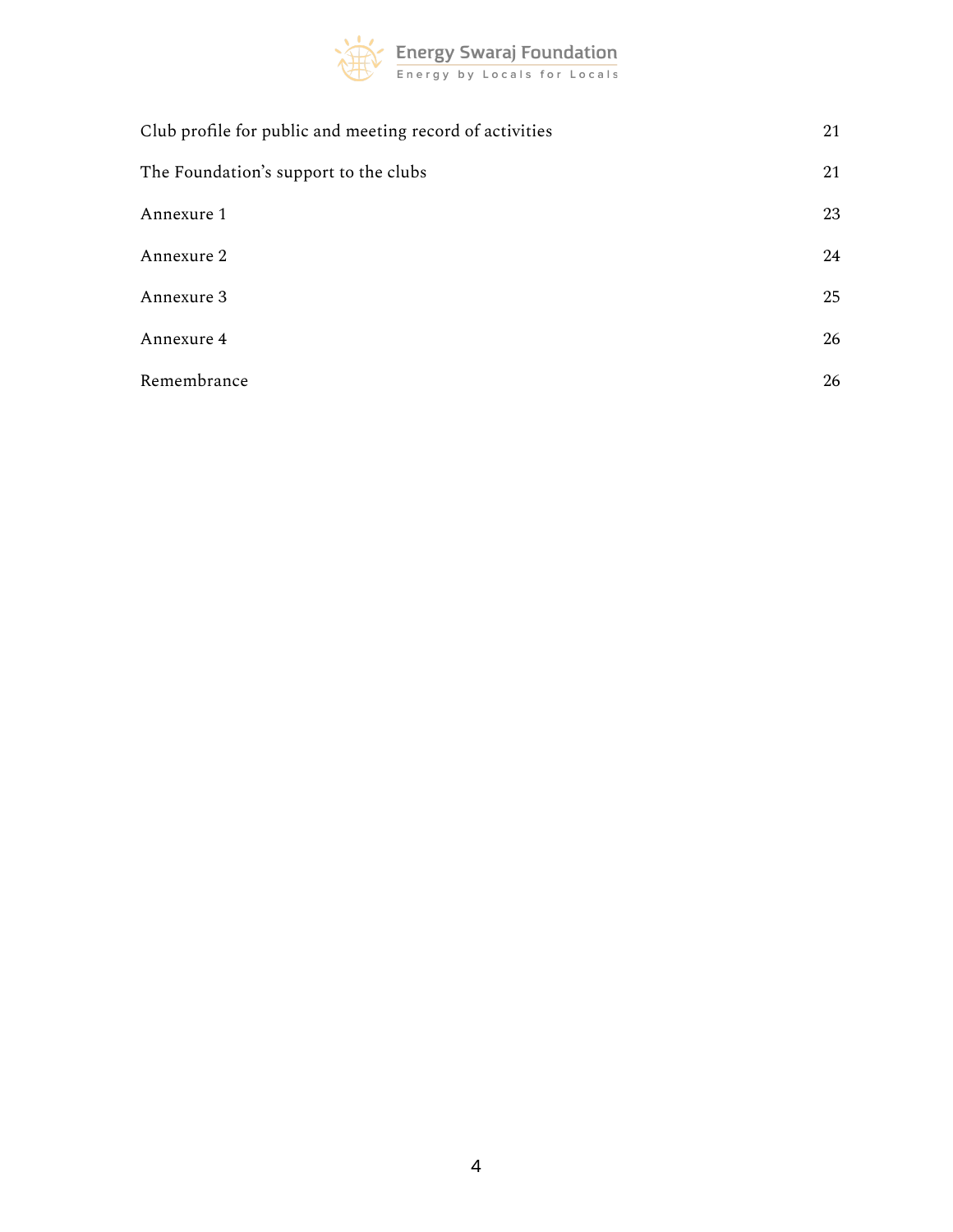| | |
|---|---|
| Club profile for public and meeting record of activities | 21 |
| The Foundation's support to the clubs | 21 |
| Annexure 1 | 23 |
| Annexure 2 | 24 |
| Annexure 3 | 25 |
| Annexure 4 | 26 |
| Remembrance | 26 |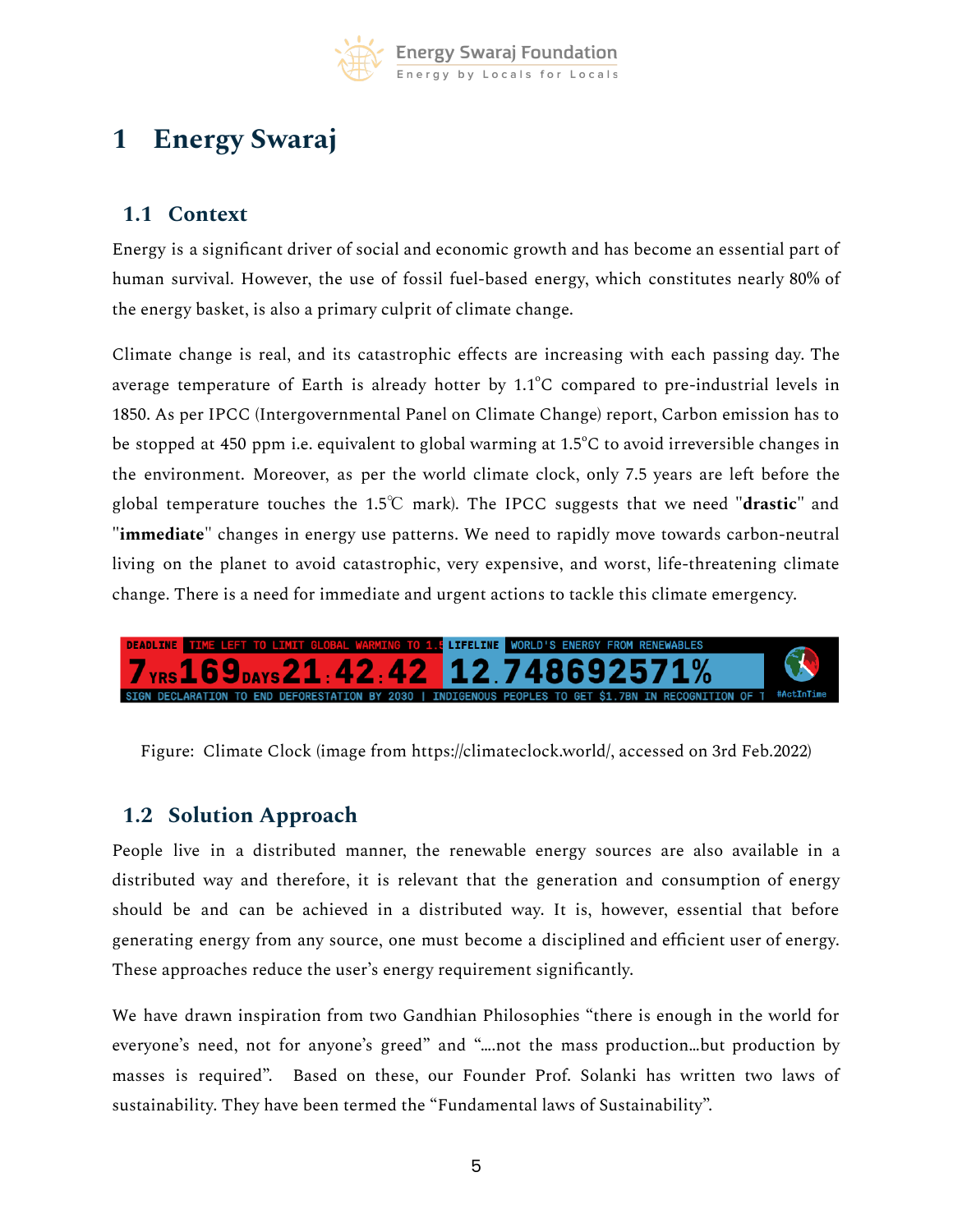# 1 Energy Swaraj

## 1.1 Context

Energy is a significant driver of social and economic growth and has become an essential part of human survival. However, the use of fossil fuel-based energy, which constitutes nearly 80% of the energy basket, is also a primary culprit of climate change.

Climate change is real, and its catastrophic effects are increasing with each passing day. The average temperature of Earth is already hotter by 1.1°C compared to pre-industrial levels in 1850. As per IPCC (Intergovernmental Panel on Climate Change) report, Carbon emission has to be stopped at 450 ppm i.e. equivalent to global warming at 1.5°C to avoid irreversible changes in the environment. Moreover, as per the world climate clock, only 7.5 years are left before the global temperature touches the 1.5℃ mark). The IPCC suggests that we need "**drastic**" and "**immediate**" changes in energy use patterns. We need to rapidly move towards carbon-neutral living on the planet to avoid catastrophic, very expensive, and worst, life-threatening climate change. There is a need for immediate and urgent actions to tackle this climate emergency.

DEADLINE TIME LEFT TO LIMIT GLOBAL WARMING TO 1.5 | LIFELINE WORLD'S ENERGY FROM RENEWABLES

7 YRS 169 DAYS 21:42:42 | 12.748692571%

SIGN DECLARATION TO END DEFORESTATION BY 2030 | INDIGENOUS PEOPLES TO GET $1.7BN IN RECOGNITION OF T | #ActInTime

Figure: Climate Clock (image from https://climateclock.world/, accessed on 3rd Feb.2022)

## 1.2 Solution Approach

People live in a distributed manner, the renewable energy sources are also available in a distributed way and therefore, it is relevant that the generation and consumption of energy should be and can be achieved in a distributed way. It is, however, essential that before generating energy from any source, one must become a disciplined and efficient user of energy. These approaches reduce the user's energy requirement significantly.

We have drawn inspiration from two Gandhian Philosophies "there is enough in the world for everyone's need, not for anyone's greed" and "....not the mass production...but production by masses is required". Based on these, our Founder Prof. Solanki has written two laws of sustainability. They have been termed the "Fundamental laws of Sustainability".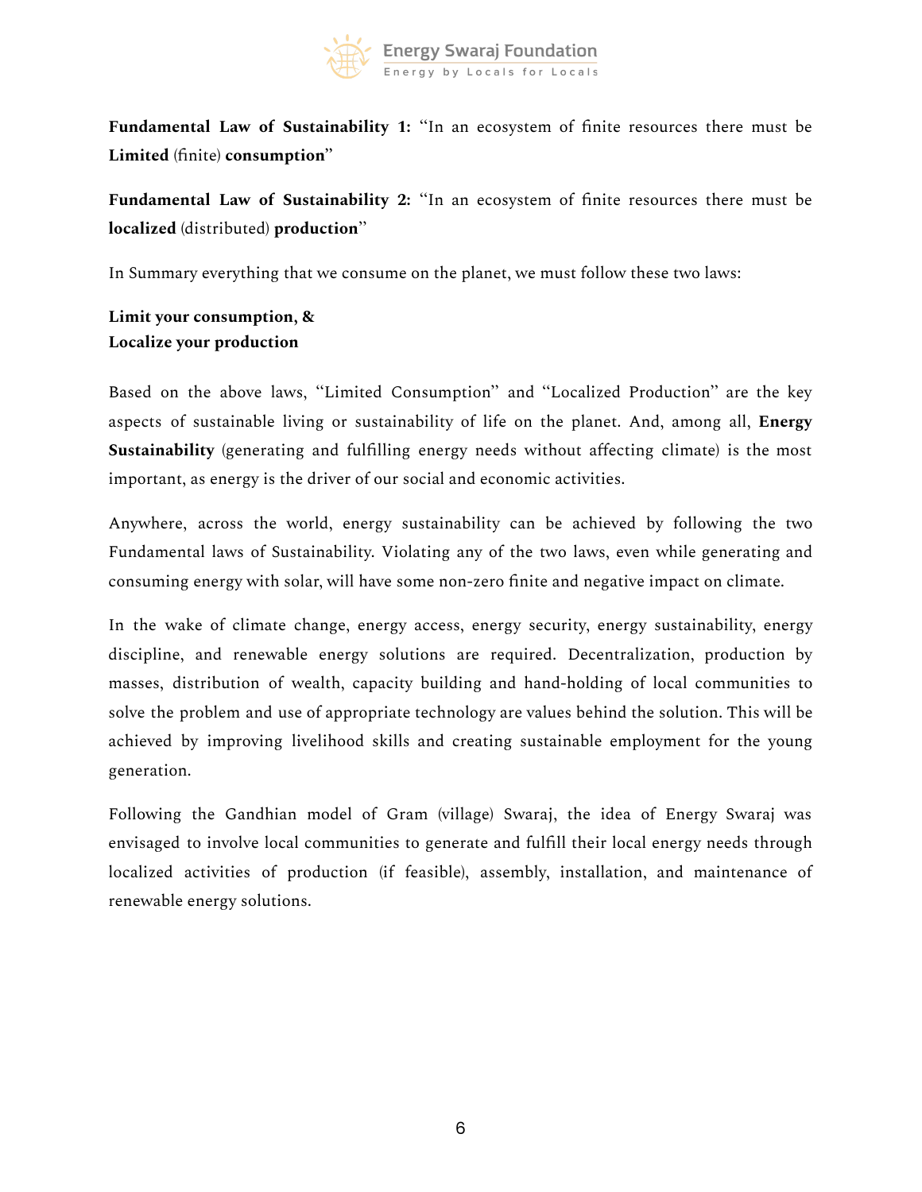**Fundamental Law of Sustainability 1:** "In an ecosystem of finite resources there must be **Limited** (finite) **consumption**"

**Fundamental Law of Sustainability 2:** "In an ecosystem of finite resources there must be **localized** (distributed) **production**"

In Summary everything that we consume on the planet, we must follow these two laws:

**Limit your consumption, &**
**Localize your production**

Based on the above laws, "Limited Consumption" and "Localized Production" are the key aspects of sustainable living or sustainability of life on the planet. And, among all, **Energy Sustainability** (generating and fulfilling energy needs without affecting climate) is the most important, as energy is the driver of our social and economic activities.

Anywhere, across the world, energy sustainability can be achieved by following the two Fundamental laws of Sustainability. Violating any of the two laws, even while generating and consuming energy with solar, will have some non-zero finite and negative impact on climate.

In the wake of climate change, energy access, energy security, energy sustainability, energy discipline, and renewable energy solutions are required. Decentralization, production by masses, distribution of wealth, capacity building and hand-holding of local communities to solve the problem and use of appropriate technology are values behind the solution. This will be achieved by improving livelihood skills and creating sustainable employment for the young generation.

Following the Gandhian model of Gram (village) Swaraj, the idea of Energy Swaraj was envisaged to involve local communities to generate and fulfill their local energy needs through localized activities of production (if feasible), assembly, installation, and maintenance of renewable energy solutions.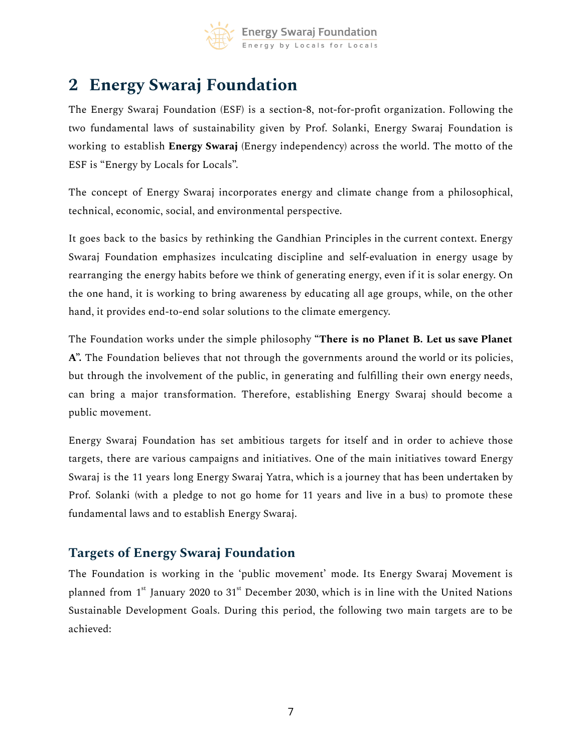# 2 Energy Swaraj Foundation

The Energy Swaraj Foundation (ESF) is a section-8, not-for-profit organization. Following the two fundamental laws of sustainability given by Prof. Solanki, Energy Swaraj Foundation is working to establish **Energy Swaraj** (Energy independency) across the world. The motto of the ESF is "Energy by Locals for Locals".

The concept of Energy Swaraj incorporates energy and climate change from a philosophical, technical, economic, social, and environmental perspective.

It goes back to the basics by rethinking the Gandhian Principles in the current context. Energy Swaraj Foundation emphasizes inculcating discipline and self-evaluation in energy usage by rearranging the energy habits before we think of generating energy, even if it is solar energy. On the one hand, it is working to bring awareness by educating all age groups, while, on the other hand, it provides end-to-end solar solutions to the climate emergency.

The Foundation works under the simple philosophy "**There is no Planet B. Let us save Planet A**". The Foundation believes that not through the governments around the world or its policies, but through the involvement of the public, in generating and fulfilling their own energy needs, can bring a major transformation. Therefore, establishing Energy Swaraj should become a public movement.

Energy Swaraj Foundation has set ambitious targets for itself and in order to achieve those targets, there are various campaigns and initiatives. One of the main initiatives toward Energy Swaraj is the 11 years long Energy Swaraj Yatra, which is a journey that has been undertaken by Prof. Solanki (with a pledge to not go home for 11 years and live in a bus) to promote these fundamental laws and to establish Energy Swaraj.

## Targets of Energy Swaraj Foundation

The Foundation is working in the 'public movement' mode. Its Energy Swaraj Movement is planned from 1st January 2020 to 31st December 2030, which is in line with the United Nations Sustainable Development Goals. During this period, the following two main targets are to be achieved: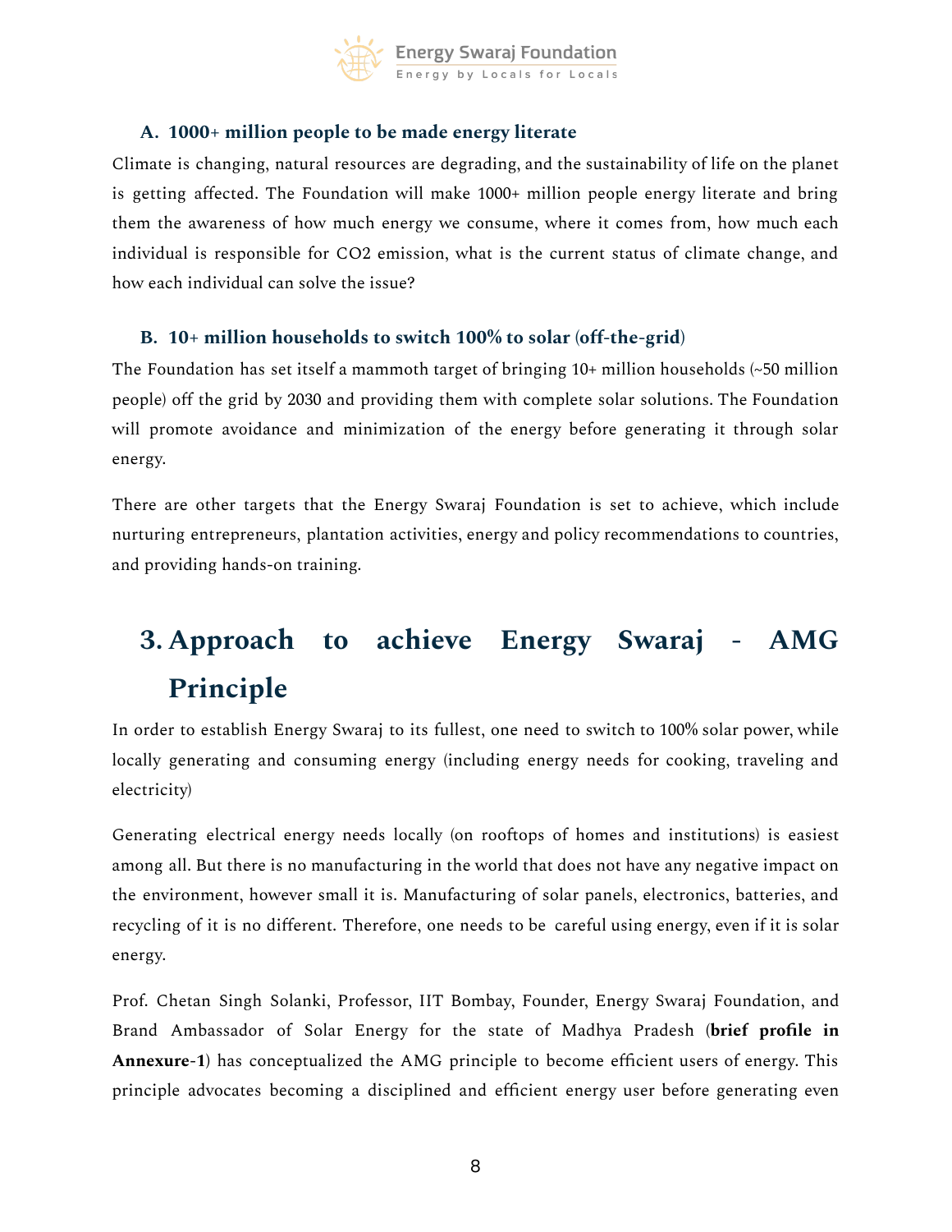### A. 1000+ million people to be made energy literate

Climate is changing, natural resources are degrading, and the sustainability of life on the planet is getting affected. The Foundation will make 1000+ million people energy literate and bring them the awareness of how much energy we consume, where it comes from, how much each individual is responsible for $CO_2$ emission, what is the current status of climate change, and how each individual can solve the issue?

### B. 10+ million households to switch 100% to solar (off-the-grid)

The Foundation has set itself a mammoth target of bringing 10+ million households (~50 million people) off the grid by 2030 and providing them with complete solar solutions. The Foundation will promote avoidance and minimization of the energy before generating it through solar energy.

There are other targets that the Energy Swaraj Foundation is set to achieve, which include nurturing entrepreneurs, plantation activities, energy and policy recommendations to countries, and providing hands-on training.

# 3. Approach to achieve Energy Swaraj - AMG Principle

In order to establish Energy Swaraj to its fullest, one need to switch to 100% solar power, while locally generating and consuming energy (including energy needs for cooking, traveling and electricity)

Generating electrical energy needs locally (on rooftops of homes and institutions) is easiest among all. But there is no manufacturing in the world that does not have any negative impact on the environment, however small it is. Manufacturing of solar panels, electronics, batteries, and recycling of it is no different. Therefore, one needs to be careful using energy, even if it is solar energy.

Prof. Chetan Singh Solanki, Professor, IIT Bombay, Founder, Energy Swaraj Foundation, and Brand Ambassador of Solar Energy for the state of Madhya Pradesh (**brief profile in Annexure-1**) has conceptualized the AMG principle to become efficient users of energy. This principle advocates becoming a disciplined and efficient energy user before generating even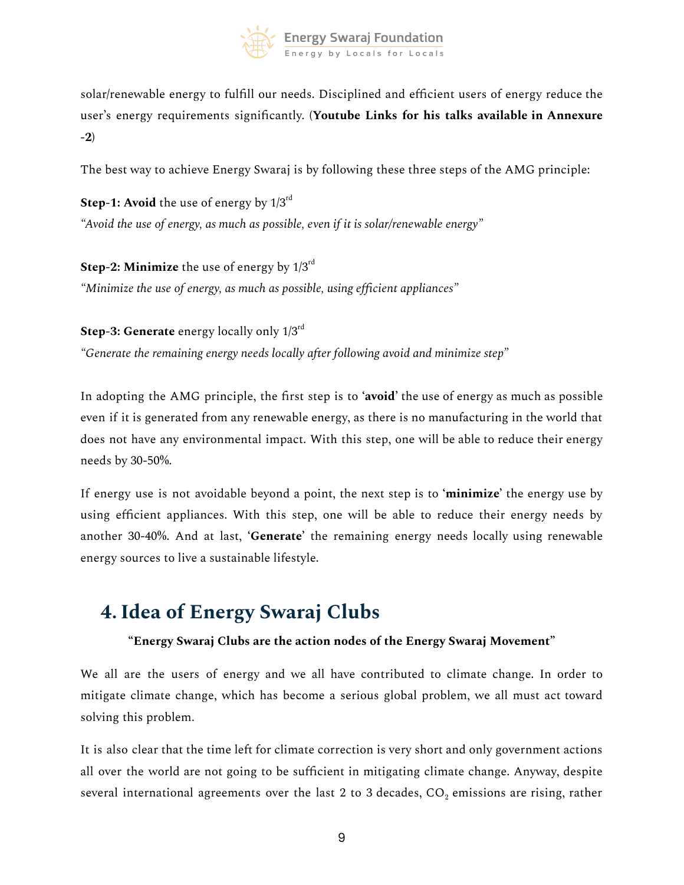solar/renewable energy to fulfill our needs. Disciplined and efficient users of energy reduce the user's energy requirements significantly. (**Youtube Links for his talks available in Annexure -2**)

The best way to achieve Energy Swaraj is by following these three steps of the AMG principle:

**Step-1: Avoid** the use of energy by 1/3rd
*"Avoid the use of energy, as much as possible, even if it is solar/renewable energy"*

**Step-2: Minimize** the use of energy by 1/3rd
*"Minimize the use of energy, as much as possible, using efficient appliances"*

**Step-3: Generate** energy locally only 1/3rd
*"Generate the remaining energy needs locally after following avoid and minimize step"*

In adopting the AMG principle, the first step is to '**avoid**' the use of energy as much as possible even if it is generated from any renewable energy, as there is no manufacturing in the world that does not have any environmental impact. With this step, one will be able to reduce their energy needs by 30-50%.

If energy use is not avoidable beyond a point, the next step is to '**minimize**' the energy use by using efficient appliances. With this step, one will be able to reduce their energy needs by another 30-40%. And at last, '**Generate**' the remaining energy needs locally using renewable energy sources to live a sustainable lifestyle.

## 4. Idea of Energy Swaraj Clubs

**"Energy Swaraj Clubs are the action nodes of the Energy Swaraj Movement"**

We all are the users of energy and we all have contributed to climate change. In order to mitigate climate change, which has become a serious global problem, we all must act toward solving this problem.

It is also clear that the time left for climate correction is very short and only government actions all over the world are not going to be sufficient in mitigating climate change. Anyway, despite several international agreements over the last 2 to 3 decades, $CO_2$ emissions are rising, rather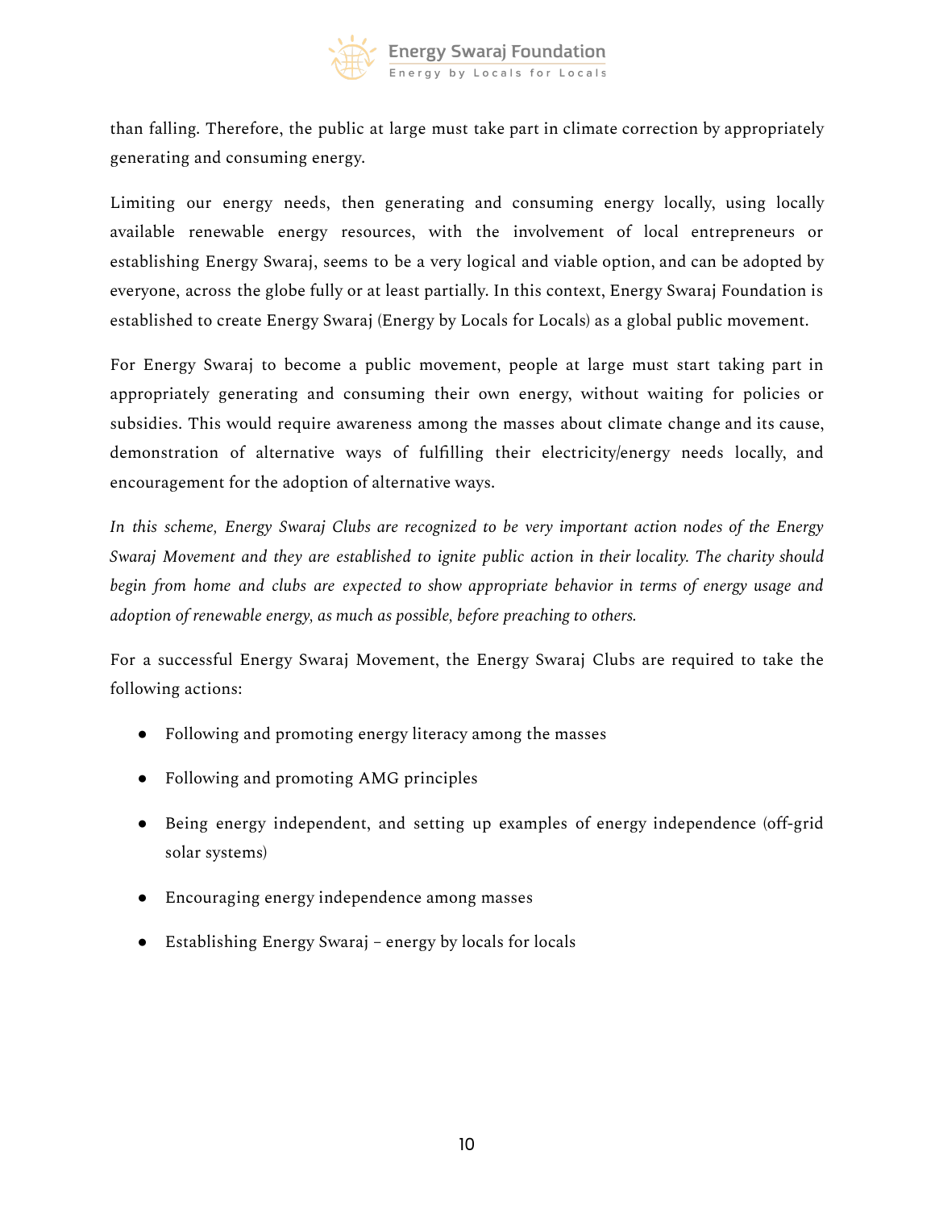than falling. Therefore, the public at large must take part in climate correction by appropriately generating and consuming energy.

Limiting our energy needs, then generating and consuming energy locally, using locally available renewable energy resources, with the involvement of local entrepreneurs or establishing Energy Swaraj, seems to be a very logical and viable option, and can be adopted by everyone, across the globe fully or at least partially. In this context, Energy Swaraj Foundation is established to create Energy Swaraj (Energy by Locals for Locals) as a global public movement.

For Energy Swaraj to become a public movement, people at large must start taking part in appropriately generating and consuming their own energy, without waiting for policies or subsidies. This would require awareness among the masses about climate change and its cause, demonstration of alternative ways of fulfilling their electricity/energy needs locally, and encouragement for the adoption of alternative ways.

*In this scheme, Energy Swaraj Clubs are recognized to be very important action nodes of the Energy Swaraj Movement and they are established to ignite public action in their locality. The charity should begin from home and clubs are expected to show appropriate behavior in terms of energy usage and adoption of renewable energy, as much as possible, before preaching to others.*

For a successful Energy Swaraj Movement, the Energy Swaraj Clubs are required to take the following actions:

- Following and promoting energy literacy among the masses
- Following and promoting AMG principles
- Being energy independent, and setting up examples of energy independence (off-grid solar systems)
- Encouraging energy independence among masses
- Establishing Energy Swaraj – energy by locals for locals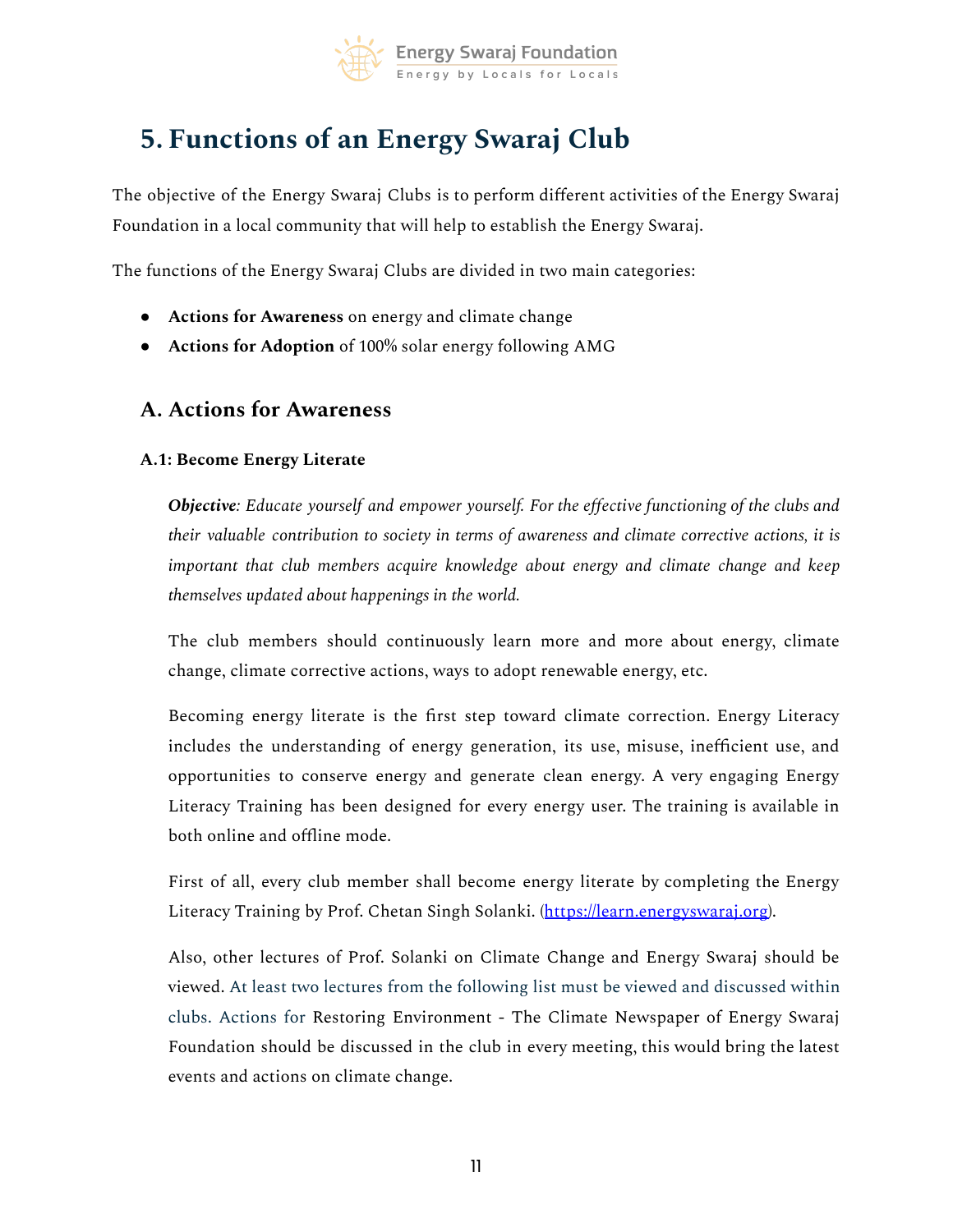# 5. Functions of an Energy Swaraj Club

The objective of the Energy Swaraj Clubs is to perform different activities of the Energy Swaraj Foundation in a local community that will help to establish the Energy Swaraj.

The functions of the Energy Swaraj Clubs are divided in two main categories:

- **Actions for Awareness** on energy and climate change
- **Actions for Adoption** of 100% solar energy following AMG

## A. Actions for Awareness

### A.1: Become Energy Literate

***Objective****: Educate yourself and empower yourself. For the effective functioning of the clubs and their valuable contribution to society in terms of awareness and climate corrective actions, it is important that club members acquire knowledge about energy and climate change and keep themselves updated about happenings in the world.*

The club members should continuously learn more and more about energy, climate change, climate corrective actions, ways to adopt renewable energy, etc.

Becoming energy literate is the first step toward climate correction. Energy Literacy includes the understanding of energy generation, its use, misuse, inefficient use, and opportunities to conserve energy and generate clean energy. A very engaging Energy Literacy Training has been designed for every energy user. The training is available in both online and offline mode.

First of all, every club member shall become energy literate by completing the Energy Literacy Training by Prof. Chetan Singh Solanki. (https://learn.energyswaraj.org).

Also, other lectures of Prof. Solanki on Climate Change and Energy Swaraj should be viewed. At least two lectures from the following list must be viewed and discussed within clubs. Actions for Restoring Environment - The Climate Newspaper of Energy Swaraj Foundation should be discussed in the club in every meeting, this would bring the latest events and actions on climate change.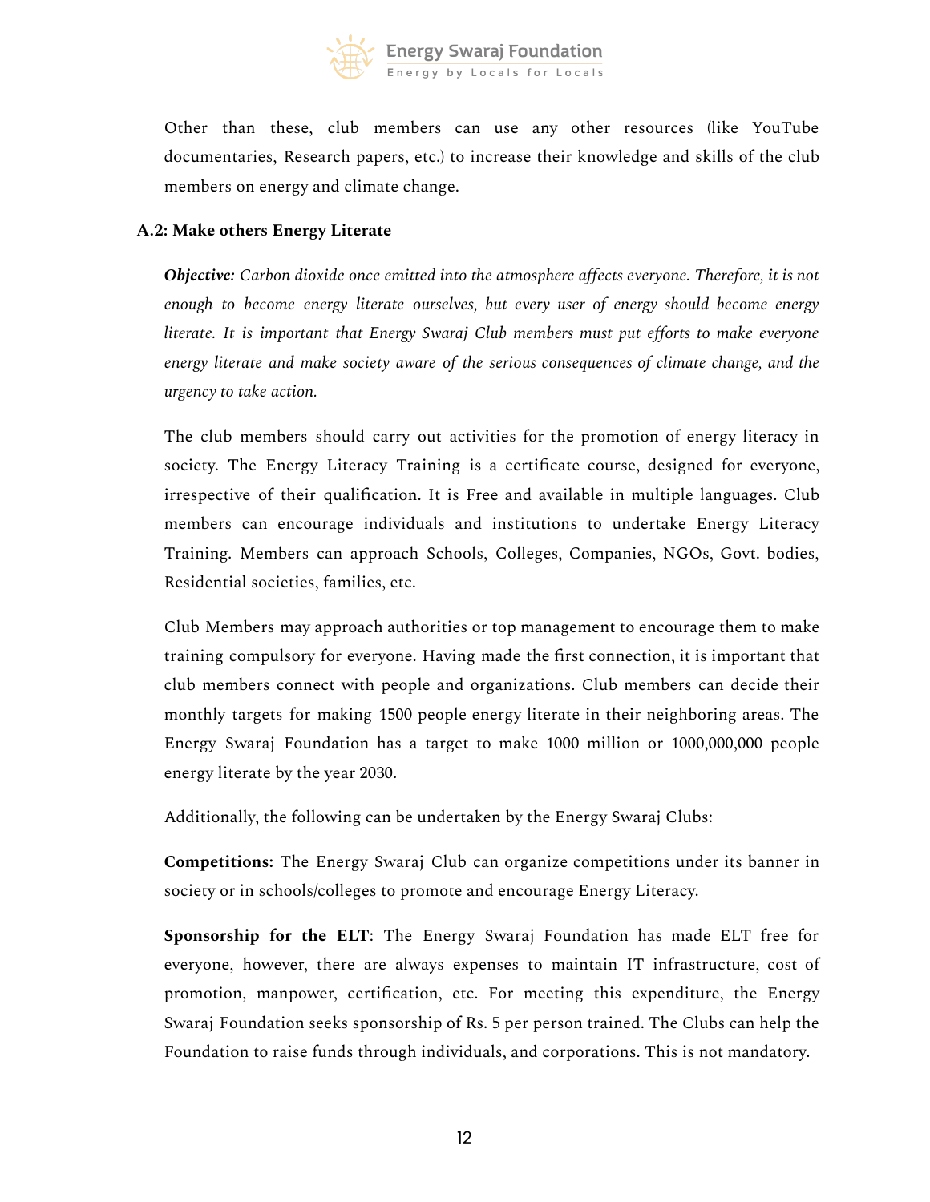Other than these, club members can use any other resources (like YouTube documentaries, Research papers, etc.) to increase their knowledge and skills of the club members on energy and climate change.

### A.2: Make others Energy Literate

***Objective:*** *Carbon dioxide once emitted into the atmosphere affects everyone. Therefore, it is not enough to become energy literate ourselves, but every user of energy should become energy literate. It is important that Energy Swaraj Club members must put efforts to make everyone energy literate and make society aware of the serious consequences of climate change, and the urgency to take action.*

The club members should carry out activities for the promotion of energy literacy in society. The Energy Literacy Training is a certificate course, designed for everyone, irrespective of their qualification. It is Free and available in multiple languages. Club members can encourage individuals and institutions to undertake Energy Literacy Training. Members can approach Schools, Colleges, Companies, NGOs, Govt. bodies, Residential societies, families, etc.

Club Members may approach authorities or top management to encourage them to make training compulsory for everyone. Having made the first connection, it is important that club members connect with people and organizations. Club members can decide their monthly targets for making 1500 people energy literate in their neighboring areas. The Energy Swaraj Foundation has a target to make 1000 million or 1000,000,000 people energy literate by the year 2030.

Additionally, the following can be undertaken by the Energy Swaraj Clubs:

**Competitions:** The Energy Swaraj Club can organize competitions under its banner in society or in schools/colleges to promote and encourage Energy Literacy.

**Sponsorship for the ELT**: The Energy Swaraj Foundation has made ELT free for everyone, however, there are always expenses to maintain IT infrastructure, cost of promotion, manpower, certification, etc. For meeting this expenditure, the Energy Swaraj Foundation seeks sponsorship of Rs. 5 per person trained. The Clubs can help the Foundation to raise funds through individuals, and corporations. This is not mandatory.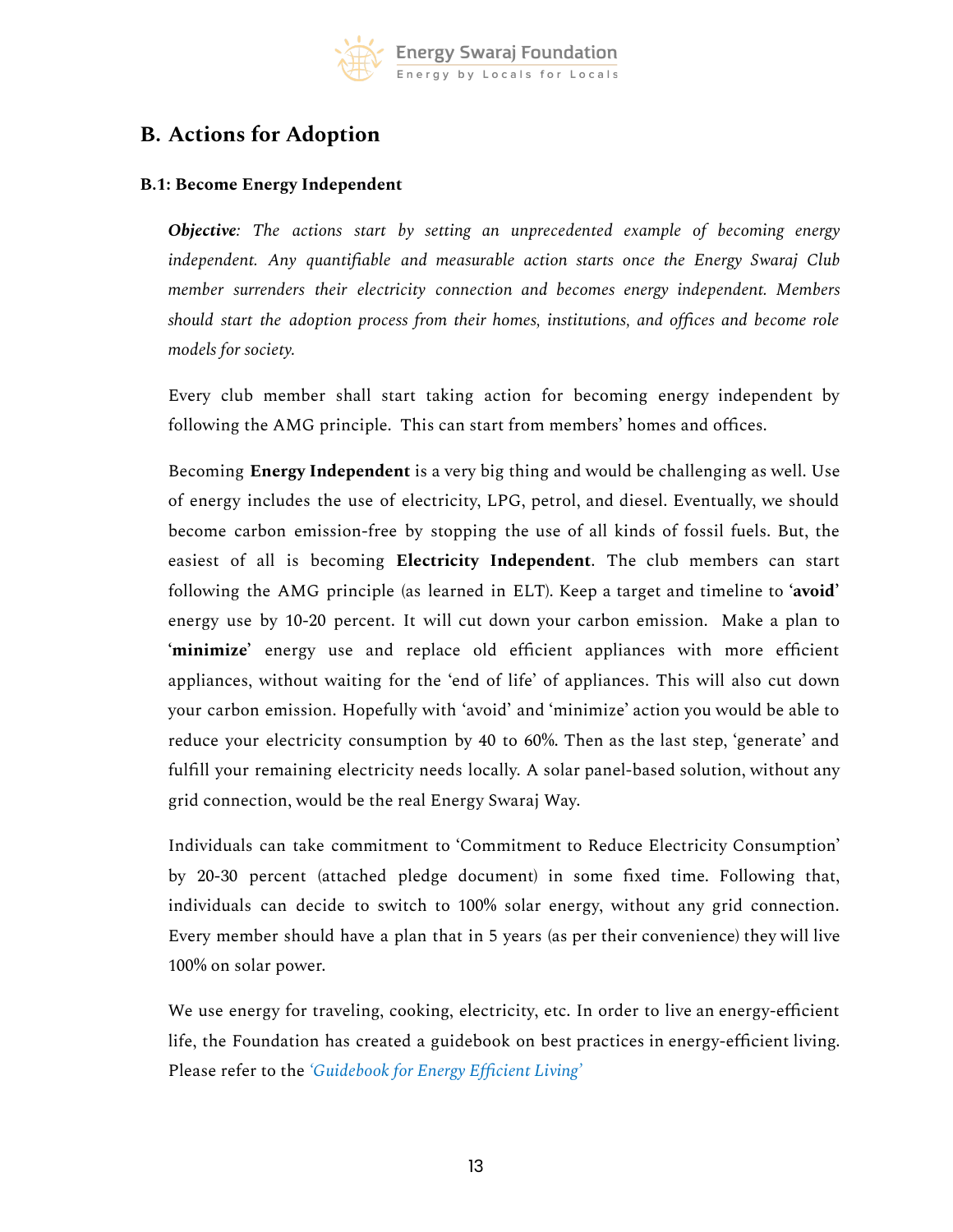## B. Actions for Adoption

### B.1: Become Energy Independent

***Objective**: The actions start by setting an unprecedented example of becoming energy independent. Any quantifiable and measurable action starts once the Energy Swaraj Club member surrenders their electricity connection and becomes energy independent. Members should start the adoption process from their homes, institutions, and offices and become role models for society.*

Every club member shall start taking action for becoming energy independent by following the AMG principle. This can start from members' homes and offices.

Becoming **Energy Independent** is a very big thing and would be challenging as well. Use of energy includes the use of electricity, LPG, petrol, and diesel. Eventually, we should become carbon emission-free by stopping the use of all kinds of fossil fuels. But, the easiest of all is becoming **Electricity Independent**. The club members can start following the AMG principle (as learned in ELT). Keep a target and timeline to '**avoid**' energy use by 10-20 percent. It will cut down your carbon emission. Make a plan to '**minimize**' energy use and replace old efficient appliances with more efficient appliances, without waiting for the 'end of life' of appliances. This will also cut down your carbon emission. Hopefully with 'avoid' and 'minimize' action you would be able to reduce your electricity consumption by 40 to 60%. Then as the last step, 'generate' and fulfill your remaining electricity needs locally. A solar panel-based solution, without any grid connection, would be the real Energy Swaraj Way.

Individuals can take commitment to 'Commitment to Reduce Electricity Consumption' by 20-30 percent (attached pledge document) in some fixed time. Following that, individuals can decide to switch to 100% solar energy, without any grid connection. Every member should have a plan that in 5 years (as per their convenience) they will live 100% on solar power.

We use energy for traveling, cooking, electricity, etc. In order to live an energy-efficient life, the Foundation has created a guidebook on best practices in energy-efficient living. Please refer to the *'Guidebook for Energy Efficient Living'*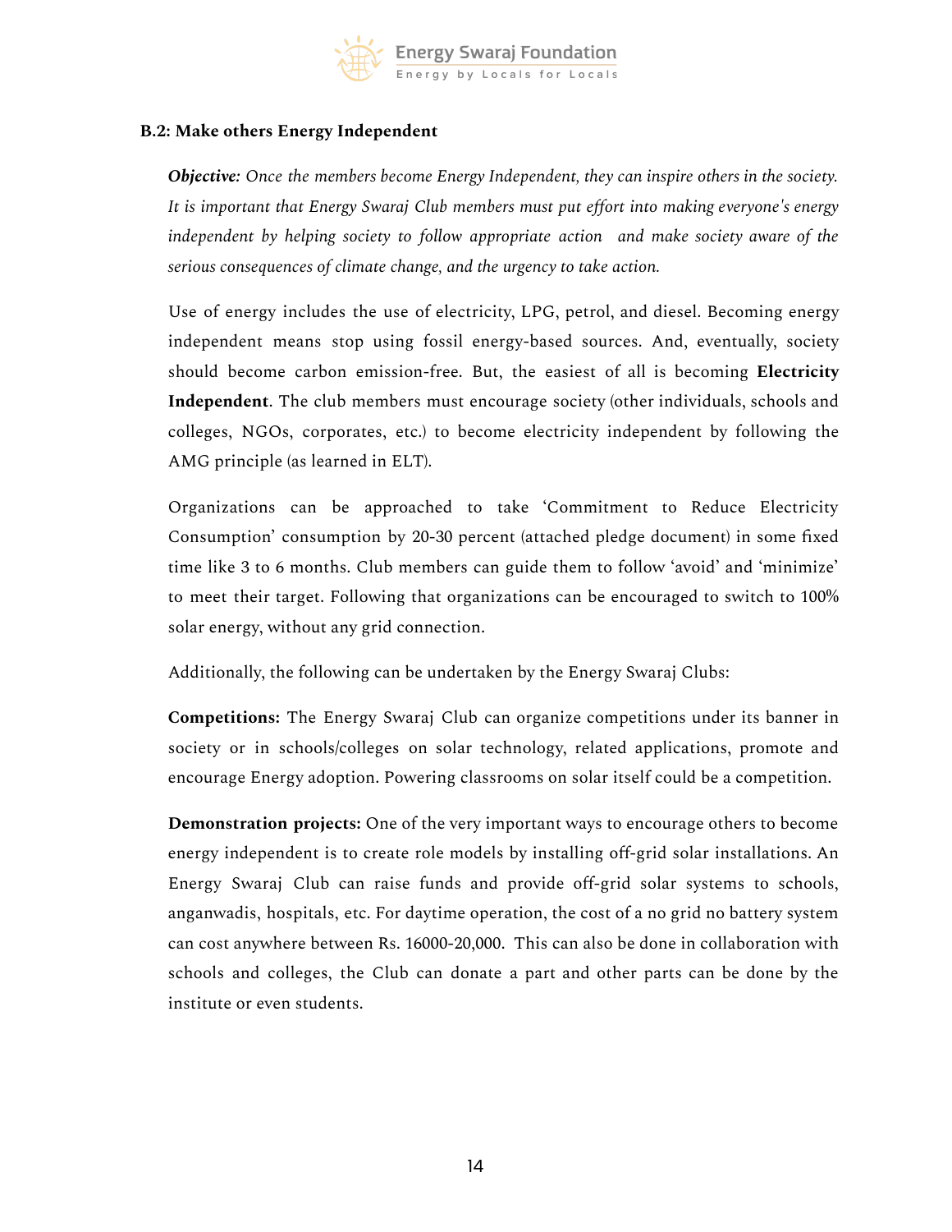### B.2: Make others Energy Independent

***Objective:*** *Once the members become Energy Independent, they can inspire others in the society. It is important that Energy Swaraj Club members must put effort into making everyone's energy independent by helping society to follow appropriate action and make society aware of the serious consequences of climate change, and the urgency to take action.*

Use of energy includes the use of electricity, LPG, petrol, and diesel. Becoming energy independent means stop using fossil energy-based sources. And, eventually, society should become carbon emission-free. But, the easiest of all is becoming **Electricity Independent**. The club members must encourage society (other individuals, schools and colleges, NGOs, corporates, etc.) to become electricity independent by following the AMG principle (as learned in ELT).

Organizations can be approached to take 'Commitment to Reduce Electricity Consumption' consumption by 20-30 percent (attached pledge document) in some fixed time like 3 to 6 months. Club members can guide them to follow 'avoid' and 'minimize' to meet their target. Following that organizations can be encouraged to switch to 100% solar energy, without any grid connection.

Additionally, the following can be undertaken by the Energy Swaraj Clubs:

**Competitions:** The Energy Swaraj Club can organize competitions under its banner in society or in schools/colleges on solar technology, related applications, promote and encourage Energy adoption. Powering classrooms on solar itself could be a competition.

**Demonstration projects:** One of the very important ways to encourage others to become energy independent is to create role models by installing off-grid solar installations. An Energy Swaraj Club can raise funds and provide off-grid solar systems to schools, anganwadis, hospitals, etc. For daytime operation, the cost of a no grid no battery system can cost anywhere between Rs. 16000-20,000. This can also be done in collaboration with schools and colleges, the Club can donate a part and other parts can be done by the institute or even students.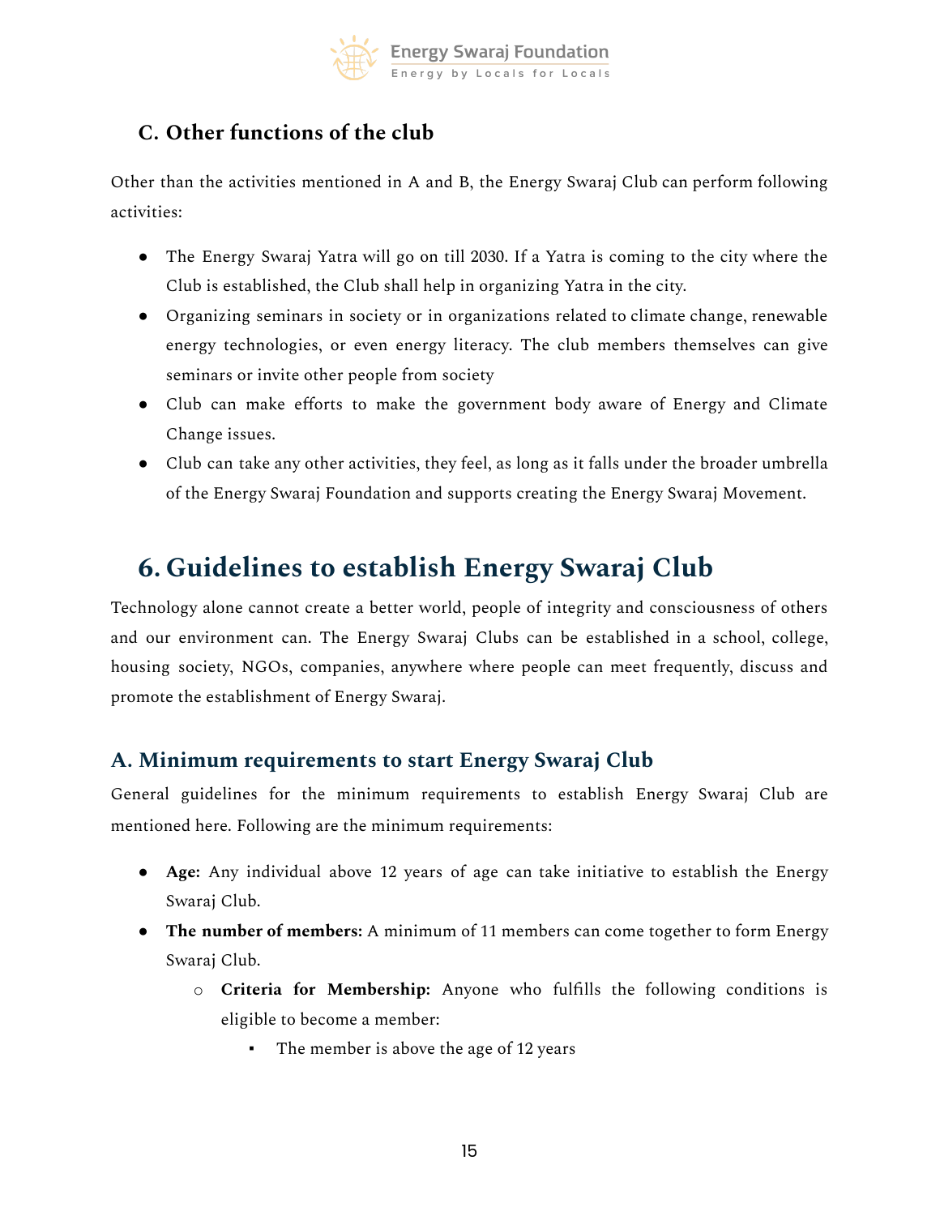### C. Other functions of the club

Other than the activities mentioned in A and B, the Energy Swaraj Club can perform following activities:

- The Energy Swaraj Yatra will go on till 2030. If a Yatra is coming to the city where the Club is established, the Club shall help in organizing Yatra in the city.
- Organizing seminars in society or in organizations related to climate change, renewable energy technologies, or even energy literacy. The club members themselves can give seminars or invite other people from society
- Club can make efforts to make the government body aware of Energy and Climate Change issues.
- Club can take any other activities, they feel, as long as it falls under the broader umbrella of the Energy Swaraj Foundation and supports creating the Energy Swaraj Movement.

## 6. Guidelines to establish Energy Swaraj Club

Technology alone cannot create a better world, people of integrity and consciousness of others and our environment can. The Energy Swaraj Clubs can be established in a school, college, housing society, NGOs, companies, anywhere where people can meet frequently, discuss and promote the establishment of Energy Swaraj.

### A. Minimum requirements to start Energy Swaraj Club

General guidelines for the minimum requirements to establish Energy Swaraj Club are mentioned here. Following are the minimum requirements:

- **Age:** Any individual above 12 years of age can take initiative to establish the Energy Swaraj Club.
- **The number of members:** A minimum of 11 members can come together to form Energy Swaraj Club.
  - **Criteria for Membership:** Anyone who fulfills the following conditions is eligible to become a member:
    - The member is above the age of 12 years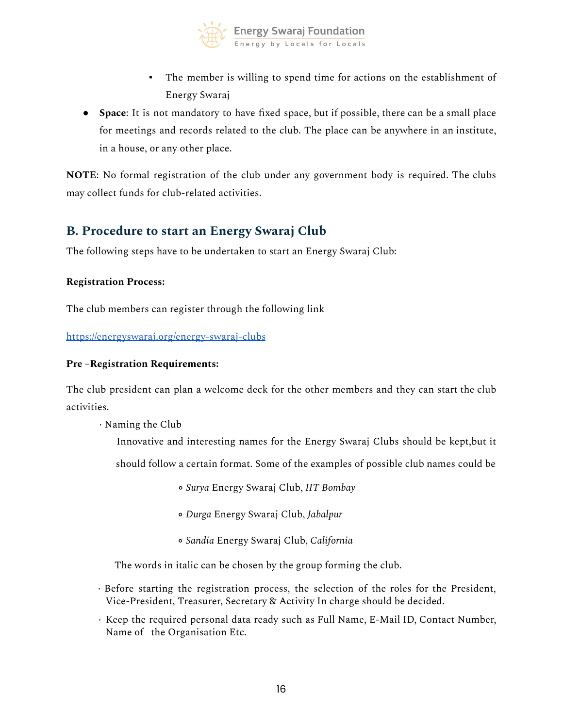- The member is willing to spend time for actions on the establishment of Energy Swaraj

- **Space**: It is not mandatory to have fixed space, but if possible, there can be a small place for meetings and records related to the club. The place can be anywhere in an institute, in a house, or any other place.

**NOTE**: No formal registration of the club under any government body is required. The clubs may collect funds for club-related activities.

## B. Procedure to start an Energy Swaraj Club

The following steps have to be undertaken to start an Energy Swaraj Club:

**Registration Process:**

The club members can register through the following link

https://energyswaraj.org/energy-swaraj-clubs

**Pre –Registration Requirements:**

The club president can plan a welcome deck for the other members and they can start the club activities.

· Naming the Club

Innovative and interesting names for the Energy Swaraj Clubs should be kept,but it should follow a certain format. Some of the examples of possible club names could be

- *Surya* Energy Swaraj Club, *IIT Bombay*
- *Durga* Energy Swaraj Club, *Jabalpur*
- *Sandia* Energy Swaraj Club, *California*

The words in italic can be chosen by the group forming the club.

· Before starting the registration process, the selection of the roles for the President, Vice-President, Treasurer, Secretary & Activity In charge should be decided.

· Keep the required personal data ready such as Full Name, E-Mail ID, Contact Number, Name of the Organisation Etc.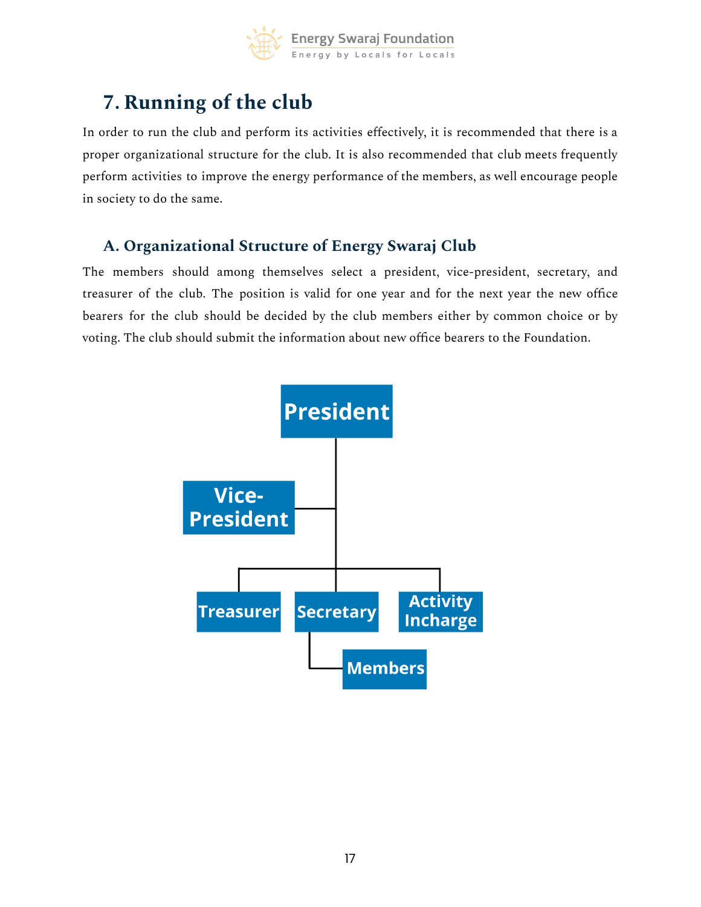# 7. Running of the club

In order to run the club and perform its activities effectively, it is recommended that there is a proper organizational structure for the club. It is also recommended that club meets frequently perform activities to improve the energy performance of the members, as well encourage people in society to do the same.

## A. Organizational Structure of Energy Swaraj Club

The members should among themselves select a president, vice-president, secretary, and treasurer of the club. The position is valid for one year and for the next year the new office bearers for the club should be decided by the club members either by common choice or by voting. The club should submit the information about new office bearers to the Foundation.

- President
  - Vice-President
  - Treasurer
  - Secretary
    - Members
  - Activity Incharge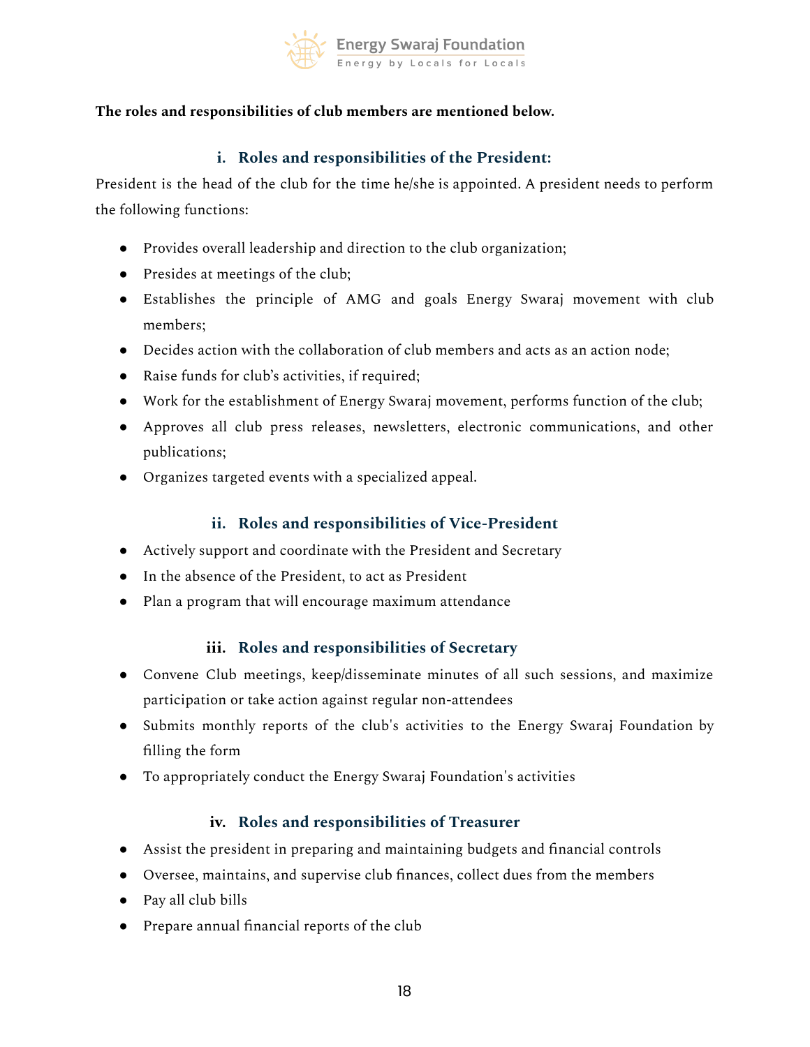**The roles and responsibilities of club members are mentioned below.**

### i. Roles and responsibilities of the President:

President is the head of the club for the time he/she is appointed. A president needs to perform the following functions:

- Provides overall leadership and direction to the club organization;
- Presides at meetings of the club;
- Establishes the principle of AMG and goals Energy Swaraj movement with club members;
- Decides action with the collaboration of club members and acts as an action node;
- Raise funds for club's activities, if required;
- Work for the establishment of Energy Swaraj movement, performs function of the club;
- Approves all club press releases, newsletters, electronic communications, and other publications;
- Organizes targeted events with a specialized appeal.

### ii. Roles and responsibilities of Vice-President

- Actively support and coordinate with the President and Secretary
- In the absence of the President, to act as President
- Plan a program that will encourage maximum attendance

### iii. Roles and responsibilities of Secretary

- Convene Club meetings, keep/disseminate minutes of all such sessions, and maximize participation or take action against regular non-attendees
- Submits monthly reports of the club's activities to the Energy Swaraj Foundation by filling the form
- To appropriately conduct the Energy Swaraj Foundation's activities

### iv. Roles and responsibilities of Treasurer

- Assist the president in preparing and maintaining budgets and financial controls
- Oversee, maintains, and supervise club finances, collect dues from the members
- Pay all club bills
- Prepare annual financial reports of the club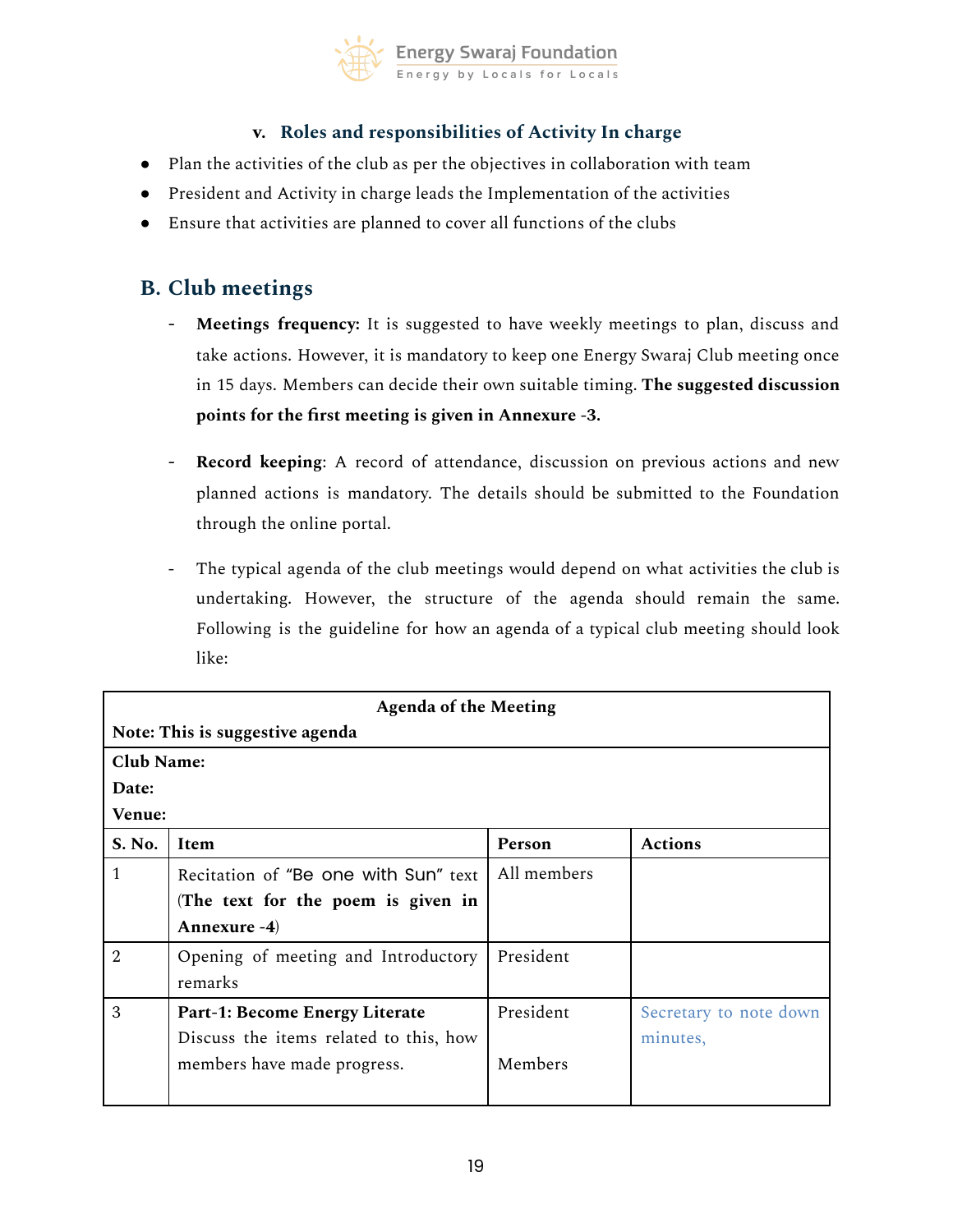### v. Roles and responsibilities of Activity In charge

- Plan the activities of the club as per the objectives in collaboration with team
- President and Activity in charge leads the Implementation of the activities
- Ensure that activities are planned to cover all functions of the clubs

## B. Club meetings

- **Meetings frequency:** It is suggested to have weekly meetings to plan, discuss and take actions. However, it is mandatory to keep one Energy Swaraj Club meeting once in 15 days. Members can decide their own suitable timing. **The suggested discussion points for the first meeting is given in Annexure -3.**

- **Record keeping**: A record of attendance, discussion on previous actions and new planned actions is mandatory. The details should be submitted to the Foundation through the online portal.

- The typical agenda of the club meetings would depend on what activities the club is undertaking. However, the structure of the agenda should remain the same. Following is the guideline for how an agenda of a typical club meeting should look like:

| **Agenda of the Meeting**<br>**Note: This is suggestive agenda** | | | |
|---|---|---|---|
| **Club Name:**<br>**Date:**<br>**Venue:** | | | |
| **S. No.** | **Item** | **Person** | **Actions** |
| 1 | Recitation of "Be one with Sun" text (**The text for the poem is given in Annexure -4**) | All members | |
| 2 | Opening of meeting and Introductory remarks | President | |
| 3 | **Part-1: Become Energy Literate**<br>Discuss the items related to this, how members have made progress. | President<br><br>Members | Secretary to note down minutes, |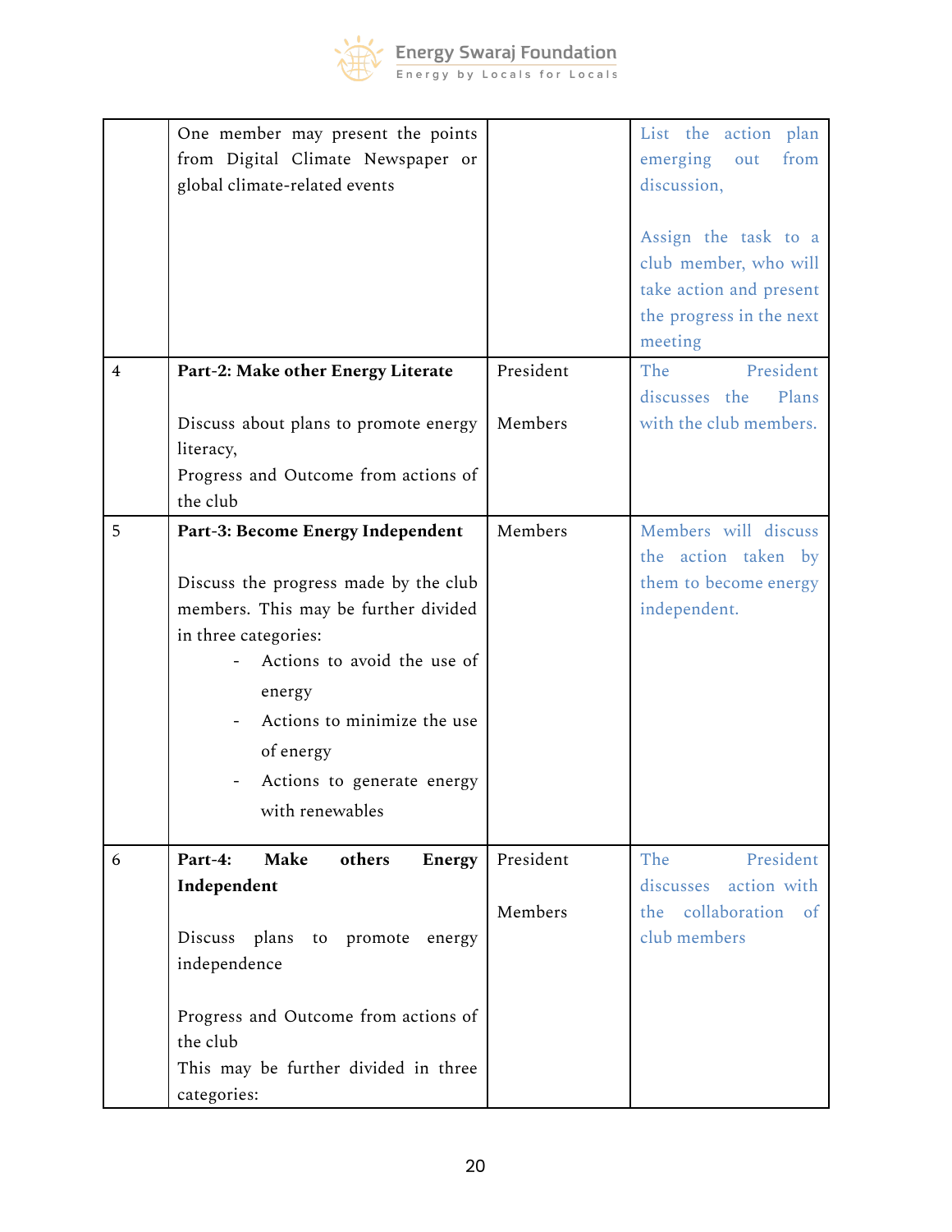| | | | |
|---|---|---|---|
| | One member may present the points from Digital Climate Newspaper or global climate-related events | | List the action plan emerging out from discussion,<br><br>Assign the task to a club member, who will take action and present the progress in the next meeting |
| 4 | **Part-2: Make other Energy Literate**<br><br>Discuss about plans to promote energy literacy,<br>Progress and Outcome from actions of the club | President<br><br>Members | The President discusses the Plans with the club members. |
| 5 | **Part-3: Become Energy Independent**<br><br>Discuss the progress made by the club members. This may be further divided in three categories:<br>- Actions to avoid the use of energy<br>- Actions to minimize the use of energy<br>- Actions to generate energy with renewables | Members | Members will discuss the action taken by them to become energy independent. |
| 6 | **Part-4: Make others Energy Independent**<br><br>Discuss plans to promote energy independence<br><br>Progress and Outcome from actions of the club<br>This may be further divided in three categories: | President<br><br>Members | The President discusses action with the collaboration of club members |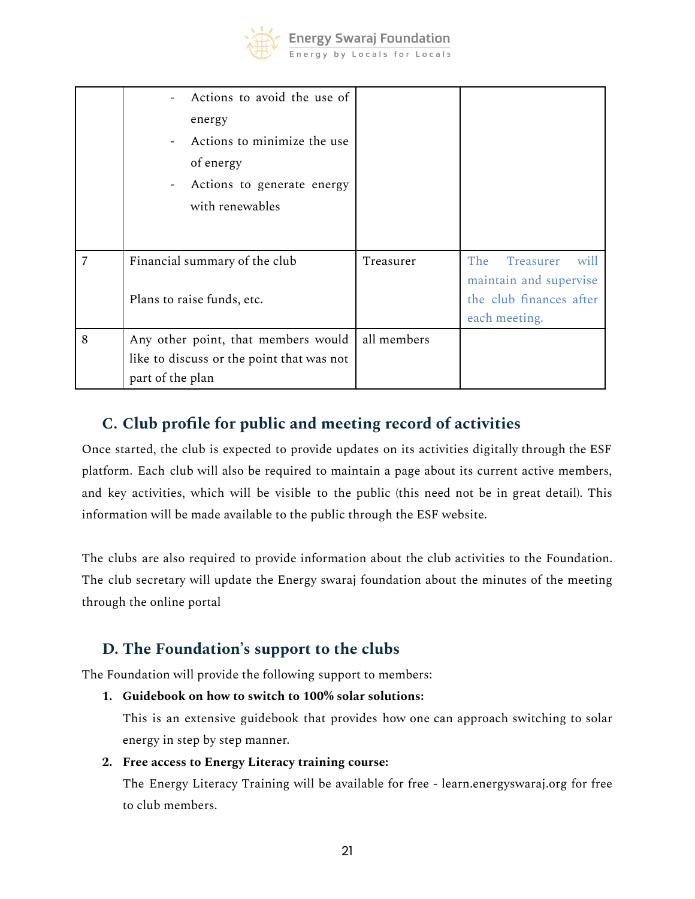| | - Actions to avoid the use of energy<br>- Actions to minimize the use of energy<br>- Actions to generate energy with renewables | | |
|---|---|---|---|
| 7 | Financial summary of the club<br><br>Plans to raise funds, etc. | Treasurer | The Treasurer will maintain and supervise the club finances after each meeting. |
| 8 | Any other point, that members would like to discuss or the point that was not part of the plan | all members | |

## C. Club profile for public and meeting record of activities

Once started, the club is expected to provide updates on its activities digitally through the ESF platform. Each club will also be required to maintain a page about its current active members, and key activities, which will be visible to the public (this need not be in great detail). This information will be made available to the public through the ESF website.

The clubs are also required to provide information about the club activities to the Foundation. The club secretary will update the Energy swaraj foundation about the minutes of the meeting through the online portal

## D. The Foundation's support to the clubs

The Foundation will provide the following support to members:

1. **Guidebook on how to switch to 100% solar solutions:**
   This is an extensive guidebook that provides how one can approach switching to solar energy in step by step manner.
2. **Free access to Energy Literacy training course:**
   The Energy Literacy Training will be available for free - learn.energyswaraj.org for free to club members.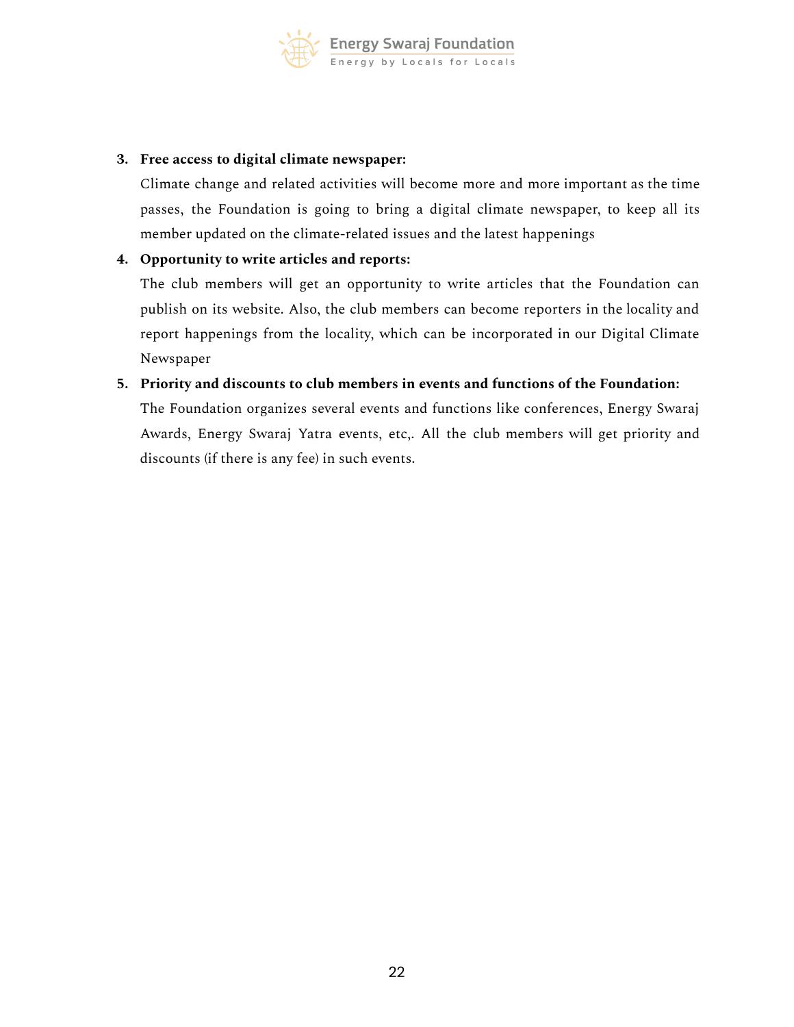3. **Free access to digital climate newspaper:**

   Climate change and related activities will become more and more important as the time passes, the Foundation is going to bring a digital climate newspaper, to keep all its member updated on the climate-related issues and the latest happenings

4. **Opportunity to write articles and reports:**

   The club members will get an opportunity to write articles that the Foundation can publish on its website. Also, the club members can become reporters in the locality and report happenings from the locality, which can be incorporated in our Digital Climate Newspaper

5. **Priority and discounts to club members in events and functions of the Foundation:**

   The Foundation organizes several events and functions like conferences, Energy Swaraj Awards, Energy Swaraj Yatra events, etc,. All the club members will get priority and discounts (if there is any fee) in such events.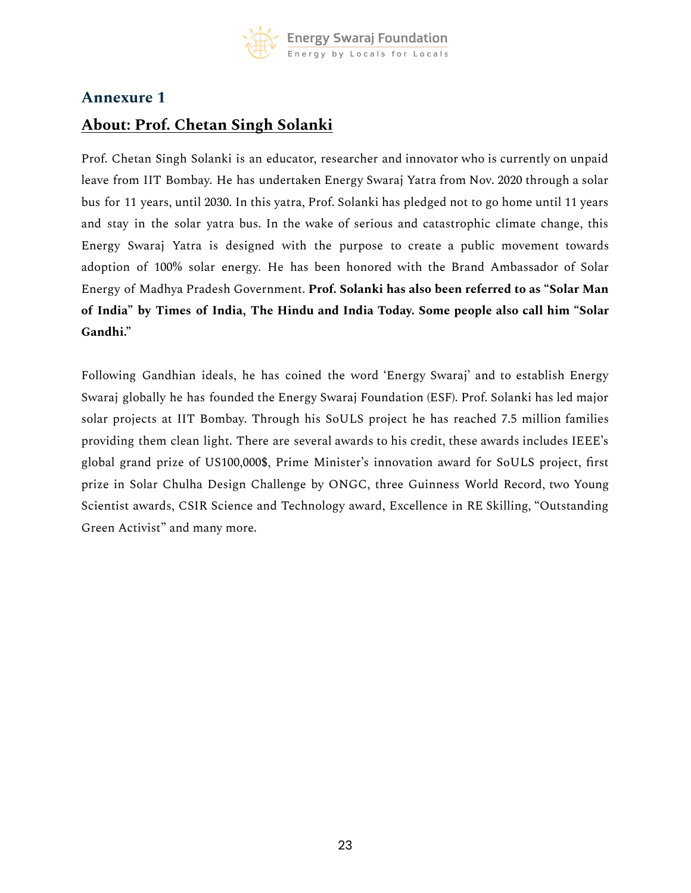## Annexure 1

## About: Prof. Chetan Singh Solanki

Prof. Chetan Singh Solanki is an educator, researcher and innovator who is currently on unpaid leave from IIT Bombay. He has undertaken Energy Swaraj Yatra from Nov. 2020 through a solar bus for 11 years, until 2030. In this yatra, Prof. Solanki has pledged not to go home until 11 years and stay in the solar yatra bus. In the wake of serious and catastrophic climate change, this Energy Swaraj Yatra is designed with the purpose to create a public movement towards adoption of 100% solar energy. He has been honored with the Brand Ambassador of Solar Energy of Madhya Pradesh Government. **Prof. Solanki has also been referred to as "Solar Man of India" by Times of India, The Hindu and India Today. Some people also call him "Solar Gandhi."**

Following Gandhian ideals, he has coined the word 'Energy Swaraj' and to establish Energy Swaraj globally he has founded the Energy Swaraj Foundation (ESF). Prof. Solanki has led major solar projects at IIT Bombay. Through his SoULS project he has reached 7.5 million families providing them clean light. There are several awards to his credit, these awards includes IEEE's global grand prize of US100,000$, Prime Minister's innovation award for SoULS project, first prize in Solar Chulha Design Challenge by ONGC, three Guinness World Record, two Young Scientist awards, CSIR Science and Technology award, Excellence in RE Skilling, "Outstanding Green Activist" and many more.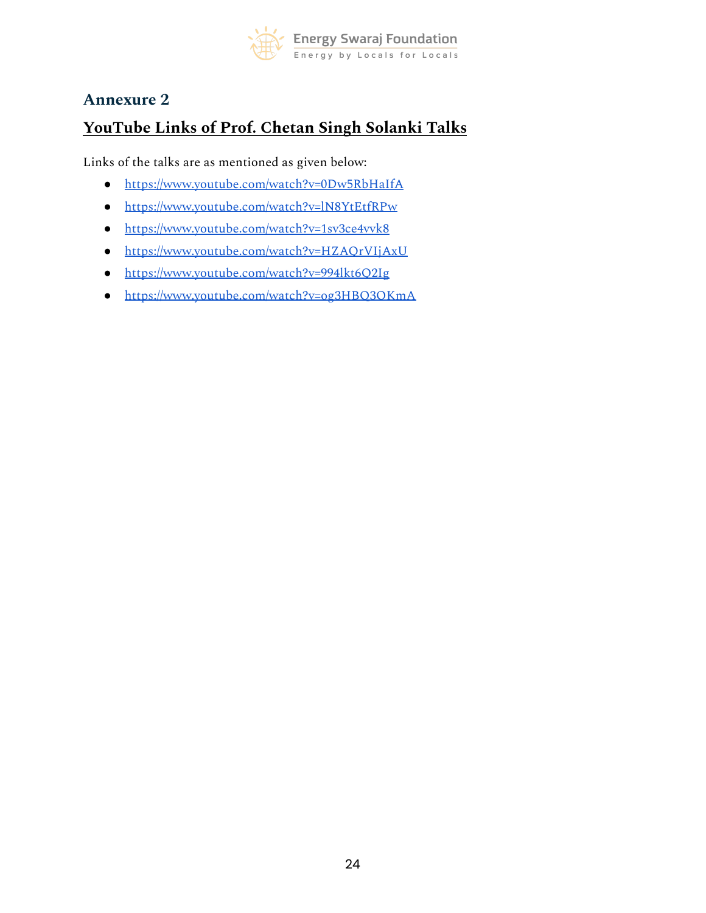## Annexure 2

## YouTube Links of Prof. Chetan Singh Solanki Talks

Links of the talks are as mentioned as given below:

- https://www.youtube.com/watch?v=0Dw5RbHaIfA
- https://www.youtube.com/watch?v=lN8YtEtfRPw
- https://www.youtube.com/watch?v=1sv3ce4vvk8
- https://www.youtube.com/watch?v=HZAQrVIjAxU
- https://www.youtube.com/watch?v=994lkt6Q2Ig
- https://www.youtube.com/watch?v=og3HBQ3OKmA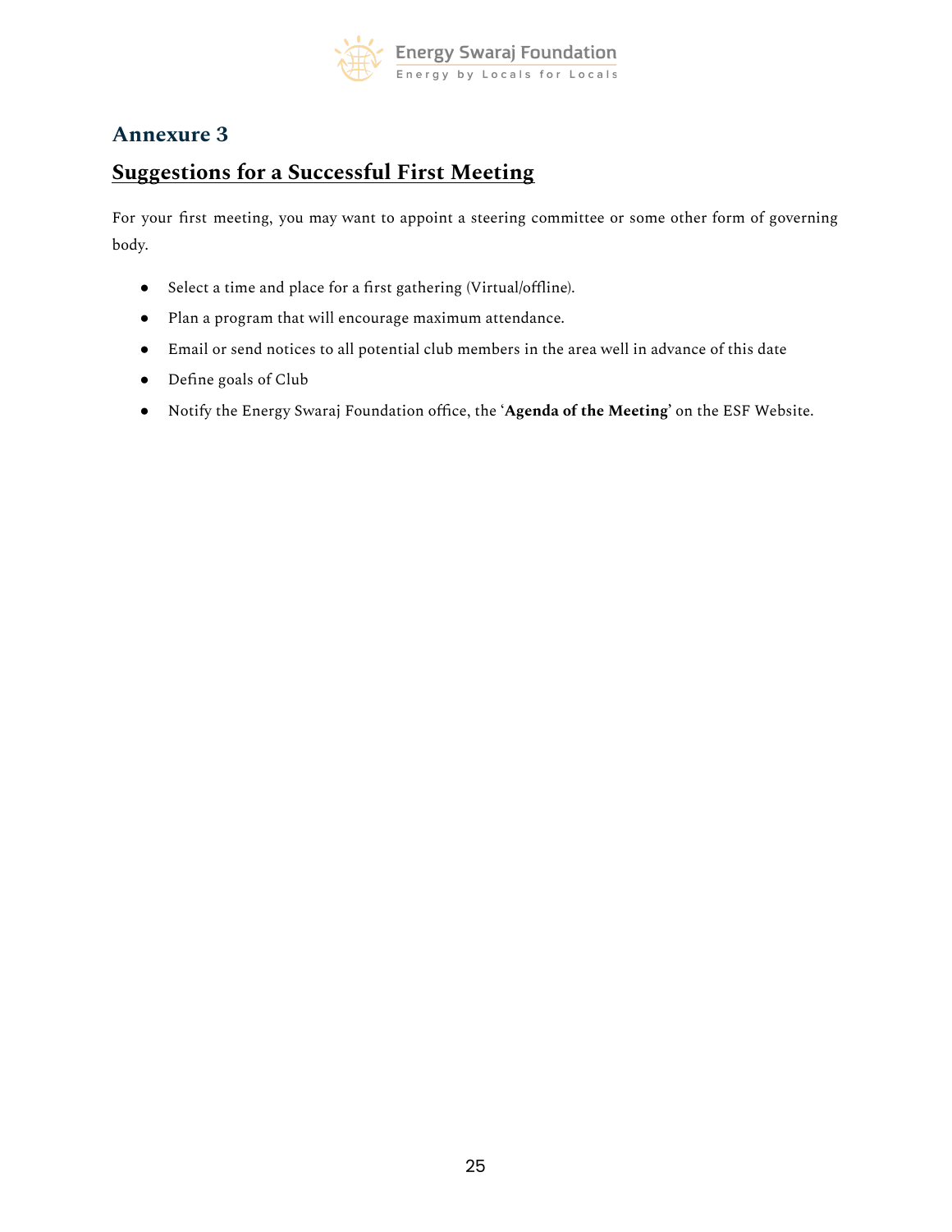## Annexure 3

## Suggestions for a Successful First Meeting

For your first meeting, you may want to appoint a steering committee or some other form of governing body.

- Select a time and place for a first gathering (Virtual/offline).
- Plan a program that will encourage maximum attendance.
- Email or send notices to all potential club members in the area well in advance of this date
- Define goals of Club
- Notify the Energy Swaraj Foundation office, the '**Agenda of the Meeting**' on the ESF Website.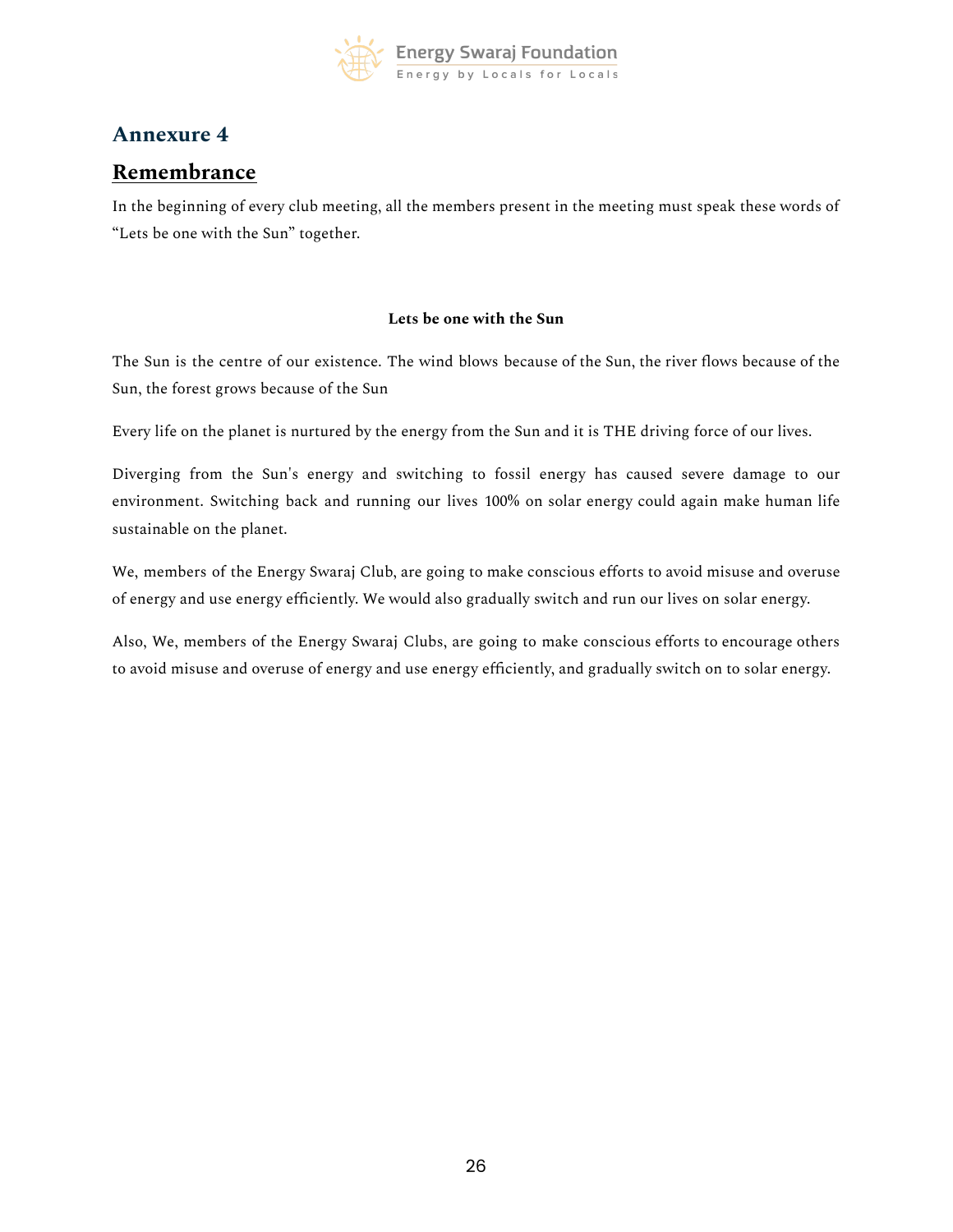## Annexure 4

### Remembrance

In the beginning of every club meeting, all the members present in the meeting must speak these words of "Lets be one with the Sun" together.

**Lets be one with the Sun**

The Sun is the centre of our existence. The wind blows because of the Sun, the river flows because of the Sun, the forest grows because of the Sun

Every life on the planet is nurtured by the energy from the Sun and it is THE driving force of our lives.

Diverging from the Sun's energy and switching to fossil energy has caused severe damage to our environment. Switching back and running our lives 100% on solar energy could again make human life sustainable on the planet.

We, members of the Energy Swaraj Club, are going to make conscious efforts to avoid misuse and overuse of energy and use energy efficiently. We would also gradually switch and run our lives on solar energy.

Also, We, members of the Energy Swaraj Clubs, are going to make conscious efforts to encourage others to avoid misuse and overuse of energy and use energy efficiently, and gradually switch on to solar energy.